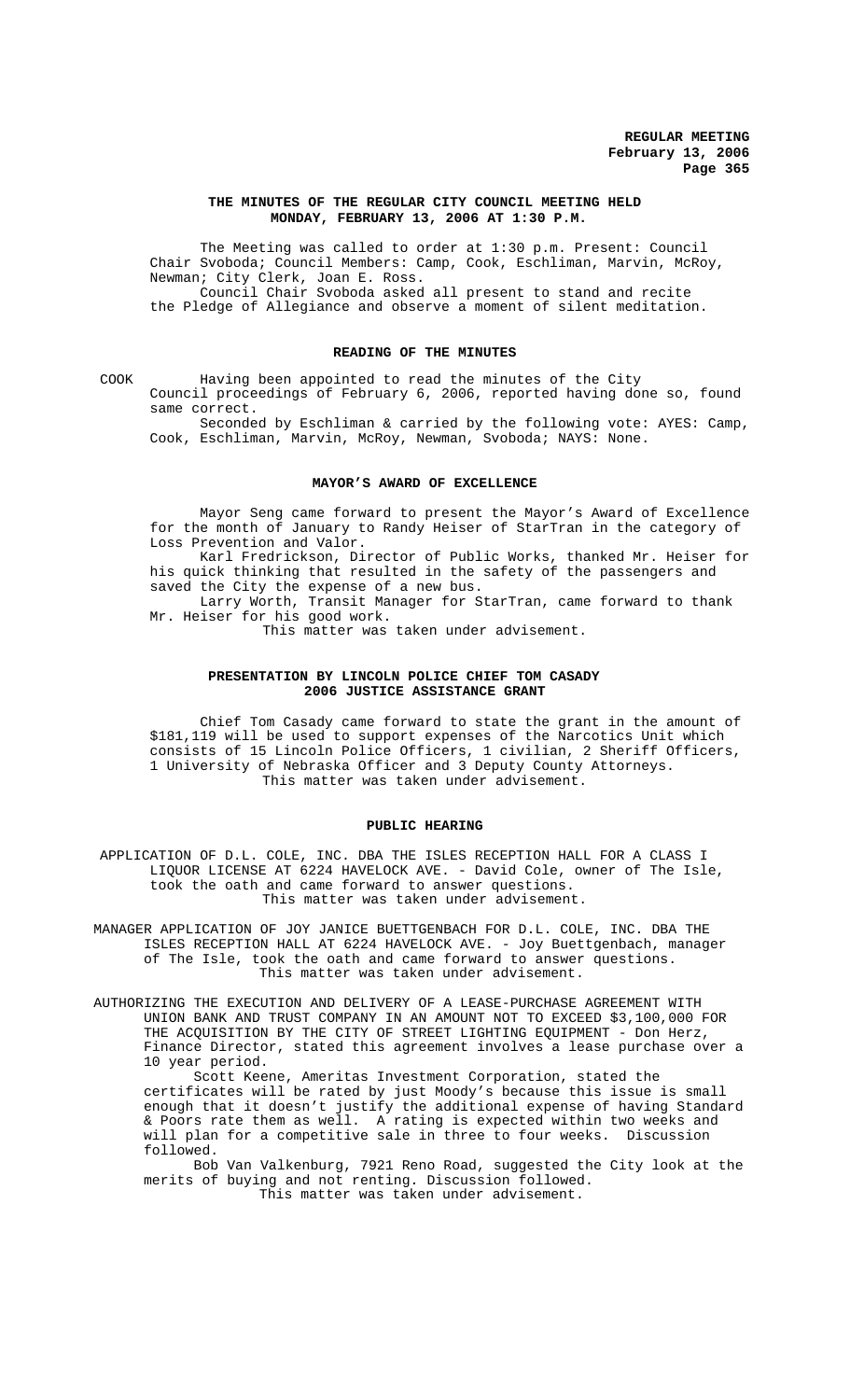**THE MINUTES OF THE REGULAR CITY COUNCIL MEETING HELD MONDAY, FEBRUARY 13, 2006 AT 1:30 P.M.**

The Meeting was called to order at 1:30 p.m. Present: Council Chair Svoboda; Council Members: Camp, Cook, Eschliman, Marvin, McRoy, Newman; City Clerk, Joan E. Ross.

Council Chair Svoboda asked all present to stand and recite the Pledge of Allegiance and observe a moment of silent meditation.

**READING OF THE MINUTES**

COOK Having been appointed to read the minutes of the City Council proceedings of February 6, 2006, reported having done so, found same correct.

Seconded by Eschliman & carried by the following vote: AYES: Camp, Cook, Eschliman, Marvin, McRoy, Newman, Svoboda; NAYS: None.

**MAYOR'S AWARD OF EXCELLENCE**

Mayor Seng came forward to present the Mayor's Award of Excellence for the month of January to Randy Heiser of StarTran in the category of Loss Prevention and Valor.

Karl Fredrickson, Director of Public Works, thanked Mr. Heiser for his quick thinking that resulted in the safety of the passengers and saved the City the expense of a new bus.

Larry Worth, Transit Manager for StarTran, came forward to thank Mr. Heiser for his good work.

This matter was taken under advisement.

**PRESENTATION BY LINCOLN POLICE CHIEF TOM CASADY**
**2006 JUSTICE ASSISTANCE GRANT**

Chief Tom Casady came forward to state the grant in the amount of $181,119 will be used to support expenses of the Narcotics Unit which consists of 15 Lincoln Police Officers, 1 civilian, 2 Sheriff Officers, 1 University of Nebraska Officer and 3 Deputy County Attorneys.

This matter was taken under advisement.

**PUBLIC HEARING**

APPLICATION OF D.L. COLE, INC. DBA THE ISLES RECEPTION HALL FOR A CLASS I LIQUOR LICENSE AT 6224 HAVELOCK AVE. - David Cole, owner of The Isle, took the oath and came forward to answer questions.

This matter was taken under advisement.

MANAGER APPLICATION OF JOY JANICE BUETTGENBACH FOR D.L. COLE, INC. DBA THE ISLES RECEPTION HALL AT 6224 HAVELOCK AVE. - Joy Buettgenbach, manager of The Isle, took the oath and came forward to answer questions.

This matter was taken under advisement.

AUTHORIZING THE EXECUTION AND DELIVERY OF A LEASE-PURCHASE AGREEMENT WITH UNION BANK AND TRUST COMPANY IN AN AMOUNT NOT TO EXCEED $3,100,000 FOR THE ACQUISITION BY THE CITY OF STREET LIGHTING EQUIPMENT - Don Herz, Finance Director, stated this agreement involves a lease purchase over a 10 year period.

Scott Keene, Ameritas Investment Corporation, stated the certificates will be rated by just Moody's because this issue is small enough that it doesn't justify the additional expense of having Standard & Poors rate them as well. A rating is expected within two weeks and will plan for a competitive sale in three to four weeks. Discussion followed.

Bob Van Valkenburg, 7921 Reno Road, suggested the City look at the merits of buying and not renting. Discussion followed.

This matter was taken under advisement.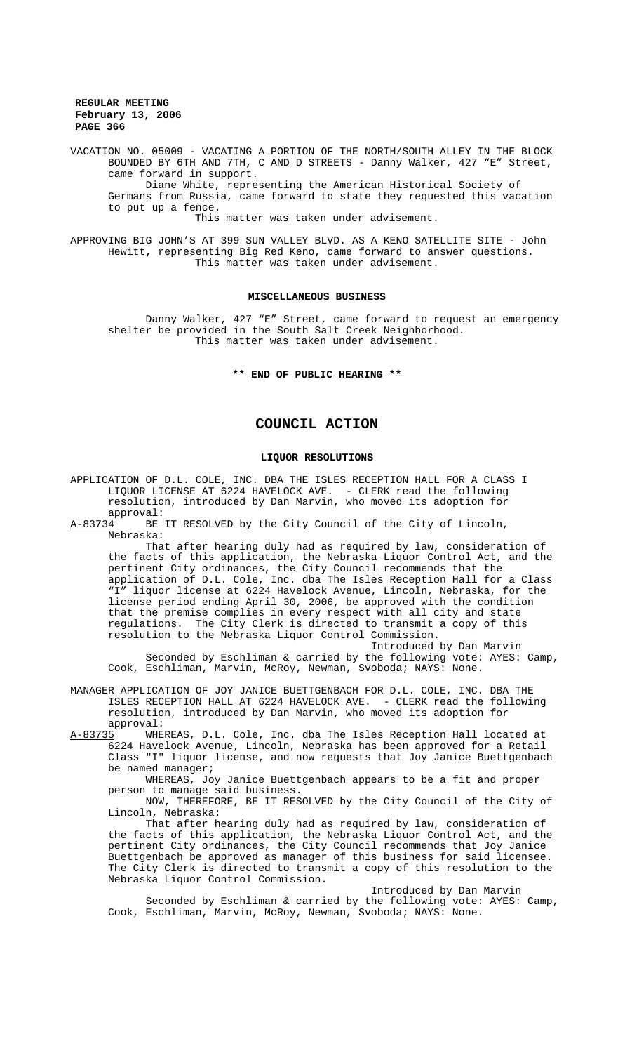VACATION NO. 05009 - VACATING A PORTION OF THE NORTH/SOUTH ALLEY IN THE BLOCK BOUNDED BY 6TH AND 7TH, C AND D STREETS - Danny Walker, 427 "E" Street, came forward in support.

Diane White, representing the American Historical Society of Germans from Russia, came forward to state they requested this vacation to put up a fence.

This matter was taken under advisement.

APPROVING BIG JOHN'S AT 399 SUN VALLEY BLVD. AS A KENO SATELLITE SITE - John Hewitt, representing Big Red Keno, came forward to answer questions.

This matter was taken under advisement.

**MISCELLANEOUS BUSINESS**

Danny Walker, 427 "E" Street, came forward to request an emergency shelter be provided in the South Salt Creek Neighborhood.

This matter was taken under advisement.

**\*\* END OF PUBLIC HEARING \*\***

# COUNCIL ACTION

**LIQUOR RESOLUTIONS**

APPLICATION OF D.L. COLE, INC. DBA THE ISLES RECEPTION HALL FOR A CLASS I LIQUOR LICENSE AT 6224 HAVELOCK AVE. - CLERK read the following resolution, introduced by Dan Marvin, who moved its adoption for approval:

A-83734 BE IT RESOLVED by the City Council of the City of Lincoln, Nebraska:

That after hearing duly had as required by law, consideration of the facts of this application, the Nebraska Liquor Control Act, and the pertinent City ordinances, the City Council recommends that the application of D.L. Cole, Inc. dba The Isles Reception Hall for a Class "I" liquor license at 6224 Havelock Avenue, Lincoln, Nebraska, for the license period ending April 30, 2006, be approved with the condition that the premise complies in every respect with all city and state regulations. The City Clerk is directed to transmit a copy of this resolution to the Nebraska Liquor Control Commission.

Introduced by Dan Marvin

Seconded by Eschliman & carried by the following vote: AYES: Camp, Cook, Eschliman, Marvin, McRoy, Newman, Svoboda; NAYS: None.

MANAGER APPLICATION OF JOY JANICE BUETTGENBACH FOR D.L. COLE, INC. DBA THE ISLES RECEPTION HALL AT 6224 HAVELOCK AVE. - CLERK read the following resolution, introduced by Dan Marvin, who moved its adoption for approval:

A-83735 WHEREAS, D.L. Cole, Inc. dba The Isles Reception Hall located at 6224 Havelock Avenue, Lincoln, Nebraska has been approved for a Retail Class "I" liquor license, and now requests that Joy Janice Buettgenbach be named manager;

WHEREAS, Joy Janice Buettgenbach appears to be a fit and proper person to manage said business.

NOW, THEREFORE, BE IT RESOLVED by the City Council of the City of Lincoln, Nebraska:

That after hearing duly had as required by law, consideration of the facts of this application, the Nebraska Liquor Control Act, and the pertinent City ordinances, the City Council recommends that Joy Janice Buettgenbach be approved as manager of this business for said licensee. The City Clerk is directed to transmit a copy of this resolution to the Nebraska Liquor Control Commission.

Introduced by Dan Marvin

Seconded by Eschliman & carried by the following vote: AYES: Camp, Cook, Eschliman, Marvin, McRoy, Newman, Svoboda; NAYS: None.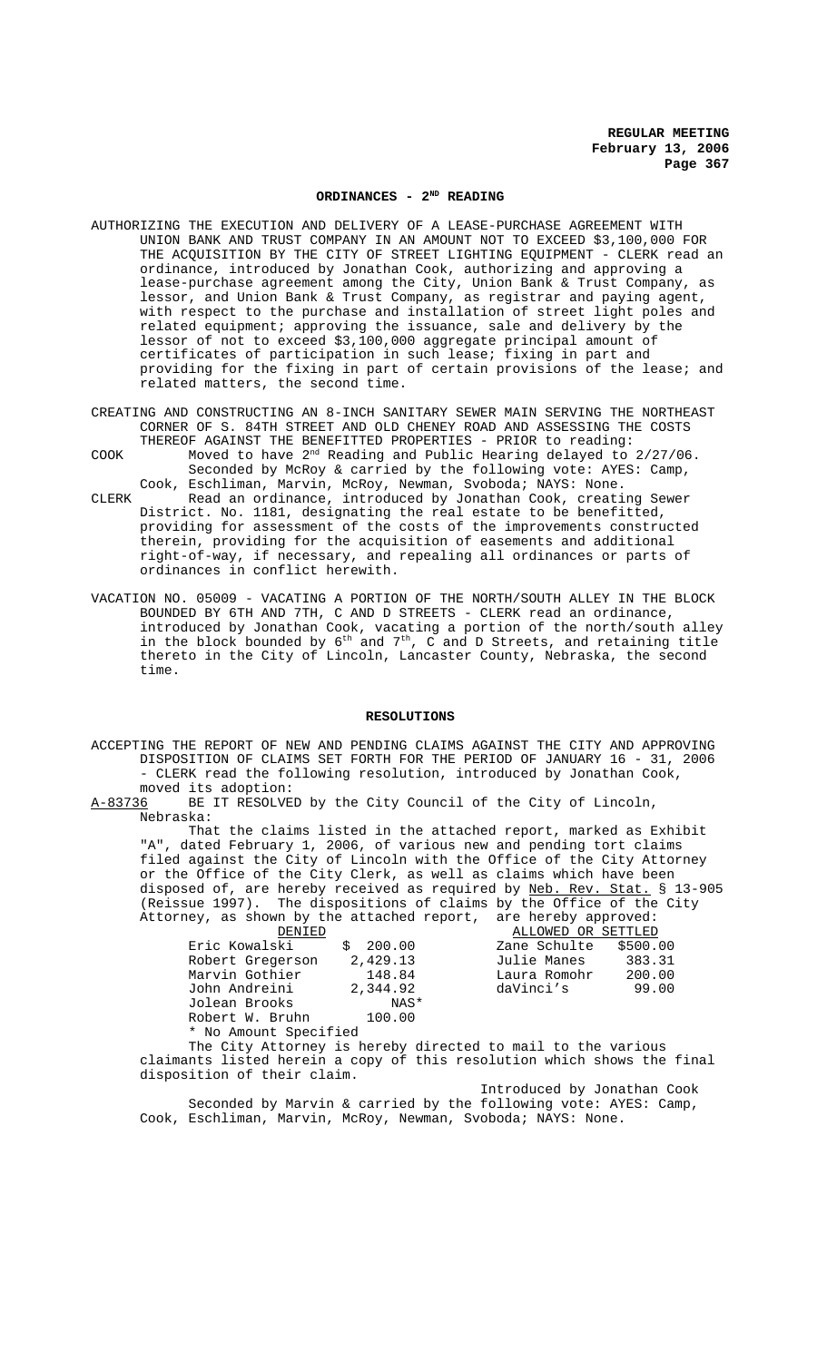## ORDINANCES - 2[ND] READING

AUTHORIZING THE EXECUTION AND DELIVERY OF A LEASE-PURCHASE AGREEMENT WITH UNION BANK AND TRUST COMPANY IN AN AMOUNT NOT TO EXCEED $3,100,000 FOR THE ACQUISITION BY THE CITY OF STREET LIGHTING EQUIPMENT - CLERK read an ordinance, introduced by Jonathan Cook, authorizing and approving a lease-purchase agreement among the City, Union Bank & Trust Company, as lessor, and Union Bank & Trust Company, as registrar and paying agent, with respect to the purchase and installation of street light poles and related equipment; approving the issuance, sale and delivery by the lessor of not to exceed $3,100,000 aggregate principal amount of certificates of participation in such lease; fixing in part and providing for the fixing in part of certain provisions of the lease; and related matters, the second time.

CREATING AND CONSTRUCTING AN 8-INCH SANITARY SEWER MAIN SERVING THE NORTHEAST CORNER OF S. 84TH STREET AND OLD CHENEY ROAD AND ASSESSING THE COSTS THEREOF AGAINST THE BENEFITTED PROPERTIES - PRIOR to reading:

COOK Moved to have 2[nd] Reading and Public Hearing delayed to 2/27/06. Seconded by McRoy & carried by the following vote: AYES: Camp, Cook, Eschliman, Marvin, McRoy, Newman, Svoboda; NAYS: None.

CLERK Read an ordinance, introduced by Jonathan Cook, creating Sewer District. No. 1181, designating the real estate to be benefitted, providing for assessment of the costs of the improvements constructed therein, providing for the acquisition of easements and additional right-of-way, if necessary, and repealing all ordinances or parts of ordinances in conflict herewith.

VACATION NO. 05009 - VACATING A PORTION OF THE NORTH/SOUTH ALLEY IN THE BLOCK BOUNDED BY 6TH AND 7TH, C AND D STREETS - CLERK read an ordinance, introduced by Jonathan Cook, vacating a portion of the north/south alley in the block bounded by 6[th] and 7[th], C and D Streets, and retaining title thereto in the City of Lincoln, Lancaster County, Nebraska, the second time.

## RESOLUTIONS

ACCEPTING THE REPORT OF NEW AND PENDING CLAIMS AGAINST THE CITY AND APPROVING DISPOSITION OF CLAIMS SET FORTH FOR THE PERIOD OF JANUARY 16 - 31, 2006 - CLERK read the following resolution, introduced by Jonathan Cook, moved its adoption:

A-83736 BE IT RESOLVED by the City Council of the City of Lincoln, Nebraska:

That the claims listed in the attached report, marked as Exhibit "A", dated February 1, 2006, of various new and pending tort claims filed against the City of Lincoln with the Office of the City Attorney or the Office of the City Clerk, as well as claims which have been disposed of, are hereby received as required by Neb. Rev. Stat. § 13-905 (Reissue 1997). The dispositions of claims by the Office of the City Attorney, as shown by the attached report, are hereby approved:

| DENIED | | ALLOWED OR SETTLED | |
|---|---|---|---|
| Eric Kowalski | $ 200.00 | Zane Schulte | $500.00 |
| Robert Gregerson | 2,429.13 | Julie Manes | 383.31 |
| Marvin Gothier | 148.84 | Laura Romohr | 200.00 |
| John Andreini | 2,344.92 | daVinci's | 99.00 |
| Jolean Brooks | NAS* | | |
| Robert W. Bruhn | 100.00 | | |

* No Amount Specified

The City Attorney is hereby directed to mail to the various claimants listed herein a copy of this resolution which shows the final disposition of their claim.

Introduced by Jonathan Cook

Seconded by Marvin & carried by the following vote: AYES: Camp, Cook, Eschliman, Marvin, McRoy, Newman, Svoboda; NAYS: None.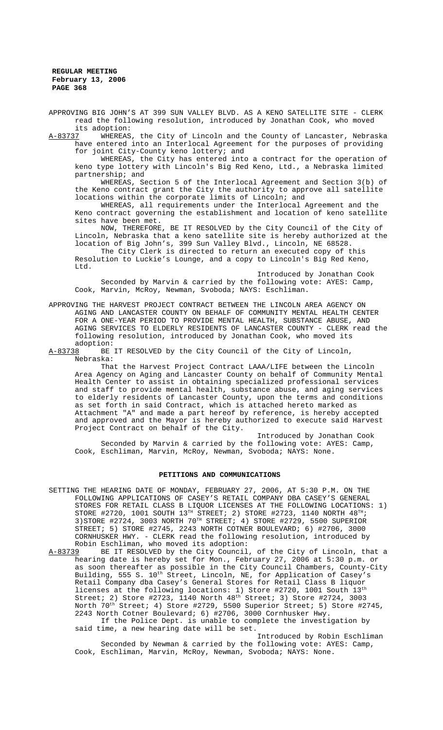APPROVING BIG JOHN'S AT 399 SUN VALLEY BLVD. AS A KENO SATELLITE SITE - CLERK read the following resolution, introduced by Jonathan Cook, who moved its adoption:

A-83737 WHEREAS, the City of Lincoln and the County of Lancaster, Nebraska have entered into an Interlocal Agreement for the purposes of providing for joint City-County keno lottery; and

WHEREAS, the City has entered into a contract for the operation of keno type lottery with Lincoln's Big Red Keno, Ltd., a Nebraska limited partnership; and

WHEREAS, Section 5 of the Interlocal Agreement and Section 3(b) of the Keno contract grant the City the authority to approve all satellite locations within the corporate limits of Lincoln; and

WHEREAS, all requirements under the Interlocal Agreement and the Keno contract governing the establishment and location of keno satellite sites have been met.

NOW, THEREFORE, BE IT RESOLVED by the City Council of the City of Lincoln, Nebraska that a keno satellite site is hereby authorized at the location of Big John's, 399 Sun Valley Blvd., Lincoln, NE 68528.

The City Clerk is directed to return an executed copy of this Resolution to Luckie's Lounge, and a copy to Lincoln's Big Red Keno, Ltd.

Introduced by Jonathan Cook

Seconded by Marvin & carried by the following vote: AYES: Camp, Cook, Marvin, McRoy, Newman, Svoboda; NAYS: Eschliman.

APPROVING THE HARVEST PROJECT CONTRACT BETWEEN THE LINCOLN AREA AGENCY ON AGING AND LANCASTER COUNTY ON BEHALF OF COMMUNITY MENTAL HEALTH CENTER FOR A ONE-YEAR PERIOD TO PROVIDE MENTAL HEALTH, SUBSTANCE ABUSE, AND AGING SERVICES TO ELDERLY RESIDENTS OF LANCASTER COUNTY - CLERK read the following resolution, introduced by Jonathan Cook, who moved its adoption:

A-83738 BE IT RESOLVED by the City Council of the City of Lincoln, Nebraska:

That the Harvest Project Contract LAAA/LIFE between the Lincoln Area Agency on Aging and Lancaster County on behalf of Community Mental Health Center to assist in obtaining specialized professional services and staff to provide mental health, substance abuse, and aging services to elderly residents of Lancaster County, upon the terms and conditions as set forth in said Contract, which is attached hereto marked as Attachment "A" and made a part hereof by reference, is hereby accepted and approved and the Mayor is hereby authorized to execute said Harvest Project Contract on behalf of the City.

Introduced by Jonathan Cook

Seconded by Marvin & carried by the following vote: AYES: Camp, Cook, Eschliman, Marvin, McRoy, Newman, Svoboda; NAYS: None.

## PETITIONS AND COMMUNICATIONS

SETTING THE HEARING DATE OF MONDAY, FEBRUARY 27, 2006, AT 5:30 P.M. ON THE FOLLOWING APPLICATIONS OF CASEY'S RETAIL COMPANY DBA CASEY'S GENERAL STORES FOR RETAIL CLASS B LIQUOR LICENSES AT THE FOLLOWING LOCATIONS: 1) STORE #2720, 1001 SOUTH 13TH STREET; 2) STORE #2723, 1140 NORTH 48TH; 3)STORE #2724, 3003 NORTH 70TH STREET; 4) STORE #2729, 5500 SUPERIOR STREET; 5) STORE #2745, 2243 NORTH COTNER BOULEVARD; 6) #2706, 3000 CORNHUSKER HWY. - CLERK read the following resolution, introduced by Robin Eschliman, who moved its adoption:

A-83739 BE IT RESOLVED by the City Council, of the City of Lincoln, that a hearing date is hereby set for Mon., February 27, 2006 at 5:30 p.m. or as soon thereafter as possible in the City Council Chambers, County-City Building, 555 S. 10th Street, Lincoln, NE, for Application of Casey's Retail Company dba Casey's General Stores for Retail Class B liquor licenses at the following locations: 1) Store #2720, 1001 South 13th Street; 2) Store #2723, 1140 North 48th Street; 3) Store #2724, 3003 North 70th Street; 4) Store #2729, 5500 Superior Street; 5) Store #2745, 2243 North Cotner Boulevard; 6) #2706, 3000 Cornhusker Hwy.

If the Police Dept. is unable to complete the investigation by said time, a new hearing date will be set.

Introduced by Robin Eschliman

Seconded by Newman & carried by the following vote: AYES: Camp, Cook, Eschliman, Marvin, McRoy, Newman, Svoboda; NAYS: None.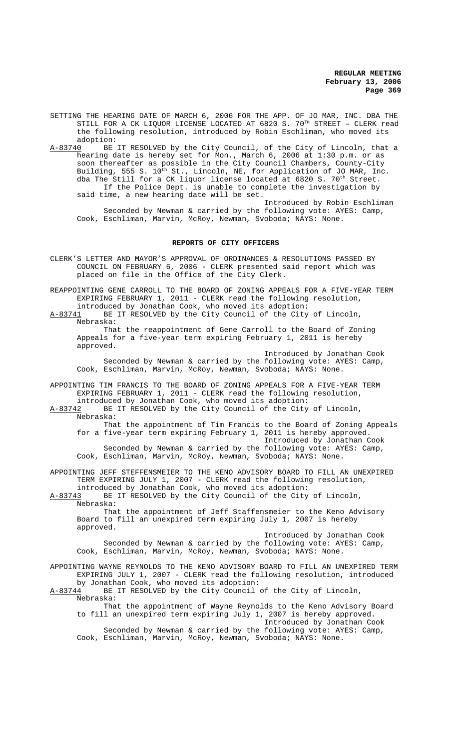SETTING THE HEARING DATE OF MARCH 6, 2006 FOR THE APP. OF JO MAR, INC. DBA THE STILL FOR A CK LIQUOR LICENSE LOCATED AT 6820 S. 70TH STREET – CLERK read the following resolution, introduced by Robin Eschliman, who moved its adoption:

A-83740 BE IT RESOLVED by the City Council, of the City of Lincoln, that a hearing date is hereby set for Mon., March 6, 2006 at 1:30 p.m. or as soon thereafter as possible in the City Council Chambers, County-City Building, 555 S. 10th St., Lincoln, NE, for Application of JO MAR, Inc. dba The Still for a CK liquor license located at 6820 S. 70th Street.

If the Police Dept. is unable to complete the investigation by said time, a new hearing date will be set.

Introduced by Robin Eschliman

Seconded by Newman & carried by the following vote: AYES: Camp, Cook, Eschliman, Marvin, McRoy, Newman, Svoboda; NAYS: None.

## REPORTS OF CITY OFFICERS

CLERK'S LETTER AND MAYOR'S APPROVAL OF ORDINANCES & RESOLUTIONS PASSED BY COUNCIL ON FEBRUARY 6, 2006 - CLERK presented said report which was placed on file in the Office of the City Clerk.

REAPPOINTING GENE CARROLL TO THE BOARD OF ZONING APPEALS FOR A FIVE-YEAR TERM EXPIRING FEBRUARY 1, 2011 - CLERK read the following resolution, introduced by Jonathan Cook, who moved its adoption:

A-83741 BE IT RESOLVED by the City Council of the City of Lincoln, Nebraska:

That the reappointment of Gene Carroll to the Board of Zoning Appeals for a five-year term expiring February 1, 2011 is hereby approved.

Introduced by Jonathan Cook

Seconded by Newman & carried by the following vote: AYES: Camp, Cook, Eschliman, Marvin, McRoy, Newman, Svoboda; NAYS: None.

APPOINTING TIM FRANCIS TO THE BOARD OF ZONING APPEALS FOR A FIVE-YEAR TERM EXPIRING FEBRUARY 1, 2011 - CLERK read the following resolution, introduced by Jonathan Cook, who moved its adoption:

A-83742 BE IT RESOLVED by the City Council of the City of Lincoln, Nebraska:

That the appointment of Tim Francis to the Board of Zoning Appeals for a five-year term expiring February 1, 2011 is hereby approved.

Introduced by Jonathan Cook

Seconded by Newman & carried by the following vote: AYES: Camp, Cook, Eschliman, Marvin, McRoy, Newman, Svoboda; NAYS: None.

APPOINTING JEFF STEFFENSMEIER TO THE KENO ADVISORY BOARD TO FILL AN UNEXPIRED TERM EXPIRING JULY 1, 2007 - CLERK read the following resolution, introduced by Jonathan Cook, who moved its adoption:

A-83743 BE IT RESOLVED by the City Council of the City of Lincoln, Nebraska:

That the appointment of Jeff Staffensmeier to the Keno Advisory Board to fill an unexpired term expiring July 1, 2007 is hereby approved.

Introduced by Jonathan Cook

Seconded by Newman & carried by the following vote: AYES: Camp, Cook, Eschliman, Marvin, McRoy, Newman, Svoboda; NAYS: None.

APPOINTING WAYNE REYNOLDS TO THE KENO ADVISORY BOARD TO FILL AN UNEXPIRED TERM EXPIRING JULY 1, 2007 - CLERK read the following resolution, introduced by Jonathan Cook, who moved its adoption:

A-83744 BE IT RESOLVED by the City Council of the City of Lincoln, Nebraska:

That the appointment of Wayne Reynolds to the Keno Advisory Board to fill an unexpired term expiring July 1, 2007 is hereby approved.

Introduced by Jonathan Cook

Seconded by Newman & carried by the following vote: AYES: Camp, Cook, Eschliman, Marvin, McRoy, Newman, Svoboda; NAYS: None.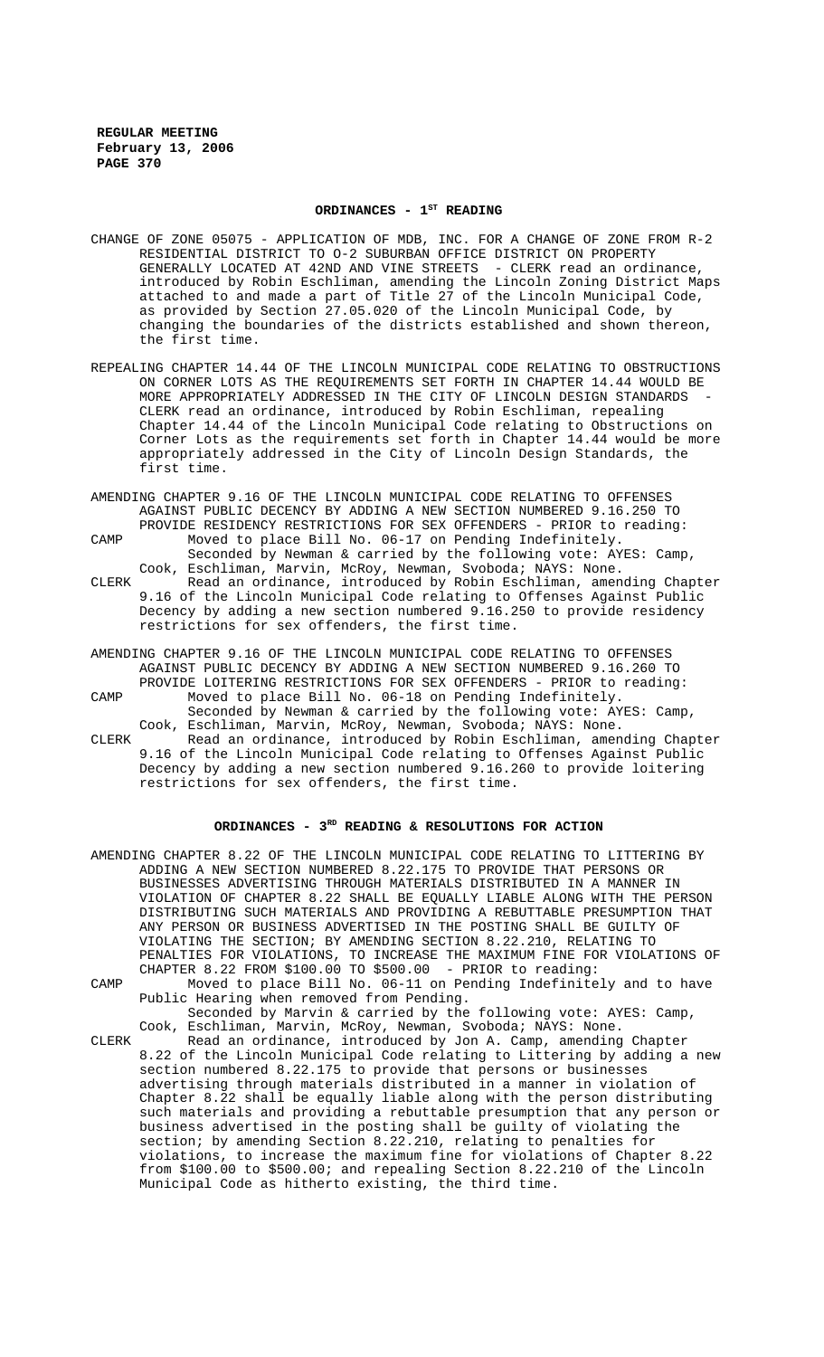## ORDINANCES - 1[ST] READING

CHANGE OF ZONE 05075 - APPLICATION OF MDB, INC. FOR A CHANGE OF ZONE FROM R-2 RESIDENTIAL DISTRICT TO O-2 SUBURBAN OFFICE DISTRICT ON PROPERTY GENERALLY LOCATED AT 42ND AND VINE STREETS - CLERK read an ordinance, introduced by Robin Eschliman, amending the Lincoln Zoning District Maps attached to and made a part of Title 27 of the Lincoln Municipal Code, as provided by Section 27.05.020 of the Lincoln Municipal Code, by changing the boundaries of the districts established and shown thereon, the first time.

REPEALING CHAPTER 14.44 OF THE LINCOLN MUNICIPAL CODE RELATING TO OBSTRUCTIONS ON CORNER LOTS AS THE REQUIREMENTS SET FORTH IN CHAPTER 14.44 WOULD BE MORE APPROPRIATELY ADDRESSED IN THE CITY OF LINCOLN DESIGN STANDARDS - CLERK read an ordinance, introduced by Robin Eschliman, repealing Chapter 14.44 of the Lincoln Municipal Code relating to Obstructions on Corner Lots as the requirements set forth in Chapter 14.44 would be more appropriately addressed in the City of Lincoln Design Standards, the first time.

AMENDING CHAPTER 9.16 OF THE LINCOLN MUNICIPAL CODE RELATING TO OFFENSES AGAINST PUBLIC DECENCY BY ADDING A NEW SECTION NUMBERED 9.16.250 TO PROVIDE RESIDENCY RESTRICTIONS FOR SEX OFFENDERS - PRIOR to reading:

CAMP Moved to place Bill No. 06-17 on Pending Indefinitely.
Seconded by Newman & carried by the following vote: AYES: Camp, Cook, Eschliman, Marvin, McRoy, Newman, Svoboda; NAYS: None.

CLERK Read an ordinance, introduced by Robin Eschliman, amending Chapter 9.16 of the Lincoln Municipal Code relating to Offenses Against Public Decency by adding a new section numbered 9.16.250 to provide residency restrictions for sex offenders, the first time.

AMENDING CHAPTER 9.16 OF THE LINCOLN MUNICIPAL CODE RELATING TO OFFENSES AGAINST PUBLIC DECENCY BY ADDING A NEW SECTION NUMBERED 9.16.260 TO PROVIDE LOITERING RESTRICTIONS FOR SEX OFFENDERS - PRIOR to reading:

CAMP Moved to place Bill No. 06-18 on Pending Indefinitely.
Seconded by Newman & carried by the following vote: AYES: Camp, Cook, Eschliman, Marvin, McRoy, Newman, Svoboda; NAYS: None.

CLERK Read an ordinance, introduced by Robin Eschliman, amending Chapter 9.16 of the Lincoln Municipal Code relating to Offenses Against Public Decency by adding a new section numbered 9.16.260 to provide loitering restrictions for sex offenders, the first time.

## ORDINANCES - 3[RD] READING & RESOLUTIONS FOR ACTION

AMENDING CHAPTER 8.22 OF THE LINCOLN MUNICIPAL CODE RELATING TO LITTERING BY ADDING A NEW SECTION NUMBERED 8.22.175 TO PROVIDE THAT PERSONS OR BUSINESSES ADVERTISING THROUGH MATERIALS DISTRIBUTED IN A MANNER IN VIOLATION OF CHAPTER 8.22 SHALL BE EQUALLY LIABLE ALONG WITH THE PERSON DISTRIBUTING SUCH MATERIALS AND PROVIDING A REBUTTABLE PRESUMPTION THAT ANY PERSON OR BUSINESS ADVERTISED IN THE POSTING SHALL BE GUILTY OF VIOLATING THE SECTION; BY AMENDING SECTION 8.22.210, RELATING TO PENALTIES FOR VIOLATIONS, TO INCREASE THE MAXIMUM FINE FOR VIOLATIONS OF CHAPTER 8.22 FROM $100.00 TO $500.00 - PRIOR to reading:

CAMP Moved to place Bill No. 06-11 on Pending Indefinitely and to have Public Hearing when removed from Pending.
Seconded by Marvin & carried by the following vote: AYES: Camp, Cook, Eschliman, Marvin, McRoy, Newman, Svoboda; NAYS: None.

CLERK Read an ordinance, introduced by Jon A. Camp, amending Chapter 8.22 of the Lincoln Municipal Code relating to Littering by adding a new section numbered 8.22.175 to provide that persons or businesses advertising through materials distributed in a manner in violation of Chapter 8.22 shall be equally liable along with the person distributing such materials and providing a rebuttable presumption that any person or business advertised in the posting shall be guilty of violating the section; by amending Section 8.22.210, relating to penalties for violations, to increase the maximum fine for violations of Chapter 8.22 from $100.00 to $500.00; and repealing Section 8.22.210 of the Lincoln Municipal Code as hitherto existing, the third time.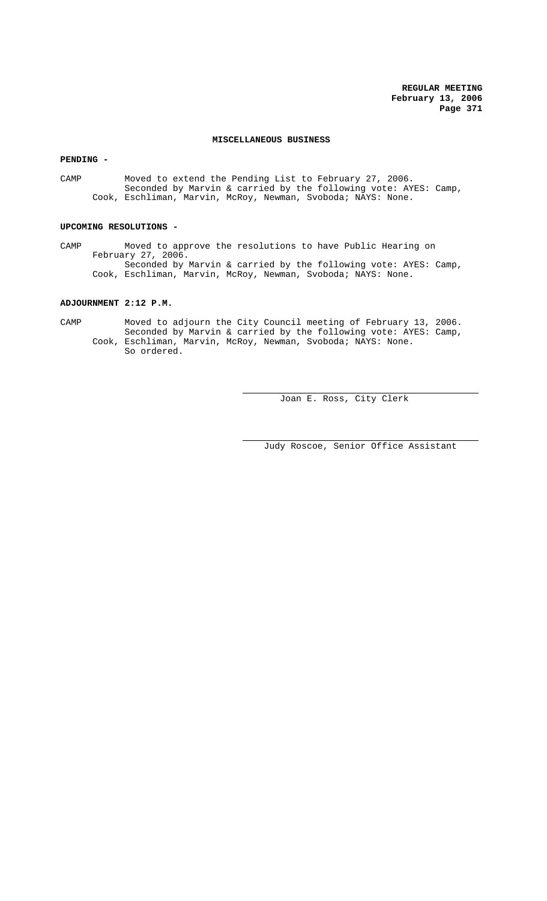## MISCELLANEOUS BUSINESS

**PENDING -**

CAMP Moved to extend the Pending List to February 27, 2006.
Seconded by Marvin & carried by the following vote: AYES: Camp, Cook, Eschliman, Marvin, McRoy, Newman, Svoboda; NAYS: None.

**UPCOMING RESOLUTIONS -**

CAMP Moved to approve the resolutions to have Public Hearing on February 27, 2006.
Seconded by Marvin & carried by the following vote: AYES: Camp, Cook, Eschliman, Marvin, McRoy, Newman, Svoboda; NAYS: None.

**ADJOURNMENT 2:12 P.M.**

CAMP Moved to adjourn the City Council meeting of February 13, 2006.
Seconded by Marvin & carried by the following vote: AYES: Camp, Cook, Eschliman, Marvin, McRoy, Newman, Svoboda; NAYS: None.
So ordered.

Joan E. Ross, City Clerk

Judy Roscoe, Senior Office Assistant